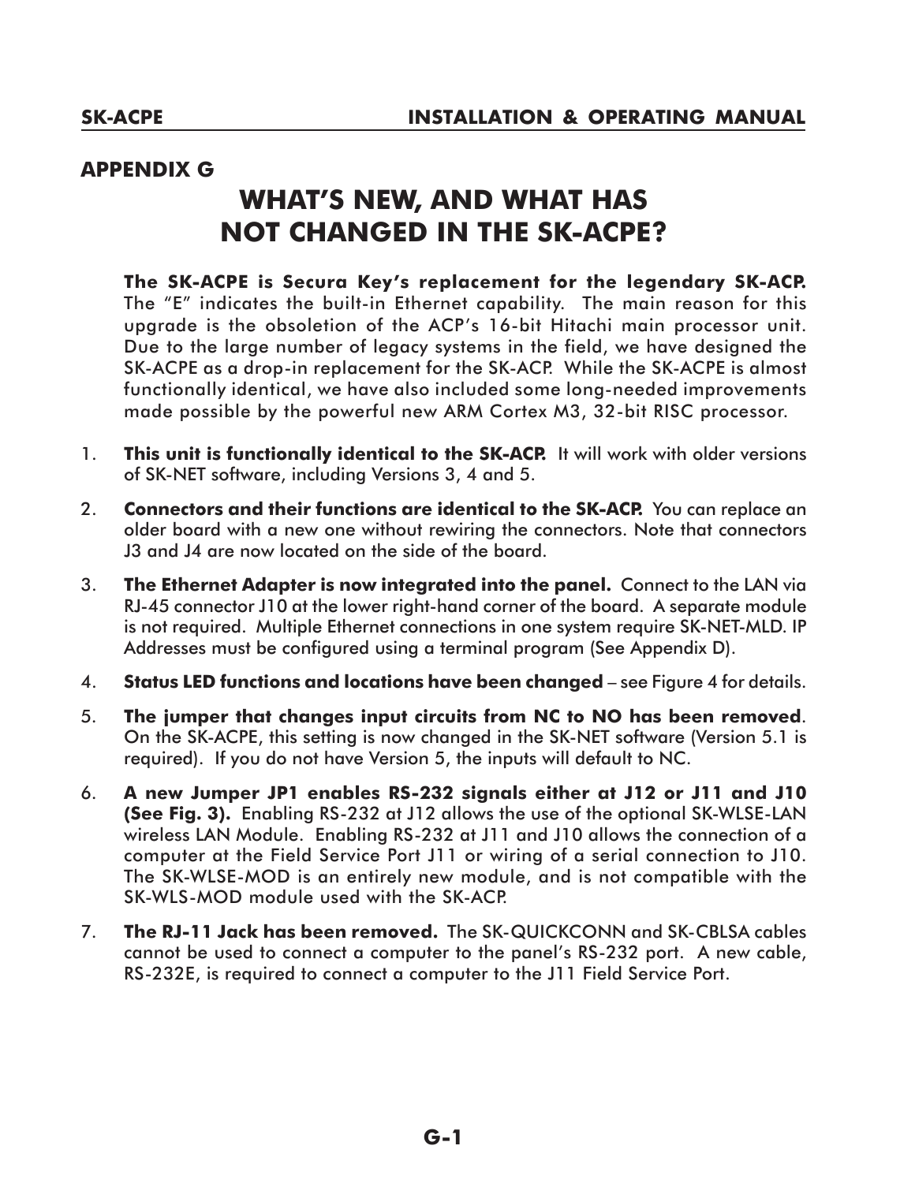## APPENDIX G

# WHAT'S NEW, AND WHAT HAS NOT CHANGED IN THE SK-ACPE?

**The SK-ACPE is Secura Key's replacement for the legendary SK-ACP.** The "E" indicates the built-in Ethernet capability. The main reason for this upgrade is the obsoletion of the ACP's 16-bit Hitachi main processor unit. Due to the large number of legacy systems in the field, we have designed the SK-ACPE as a drop-in replacement for the SK-ACP. While the SK-ACPE is almost functionally identical, we have also included some long-needed improvements made possible by the powerful new ARM Cortex M3, 32-bit RISC processor.

1. **This unit is functionally identical to the SK-ACP.** It will work with older versions of SK-NET software, including Versions 3, 4 and 5.

2. **Connectors and their functions are identical to the SK-ACP.** You can replace an older board with a new one without rewiring the connectors. Note that connectors J3 and J4 are now located on the side of the board.

3. **The Ethernet Adapter is now integrated into the panel.** Connect to the LAN via RJ-45 connector J10 at the lower right-hand corner of the board. A separate module is not required. Multiple Ethernet connections in one system require SK-NET-MLD. IP Addresses must be configured using a terminal program (See Appendix D).

4. **Status LED functions and locations have been changed** – see Figure 4 for details.

5. **The jumper that changes input circuits from NC to NO has been removed**. On the SK-ACPE, this setting is now changed in the SK-NET software (Version 5.1 is required). If you do not have Version 5, the inputs will default to NC.

6. **A new Jumper JP1 enables RS-232 signals either at J12 or J11 and J10 (See Fig. 3).** Enabling RS-232 at J12 allows the use of the optional SK-WLSE-LAN wireless LAN Module. Enabling RS-232 at J11 and J10 allows the connection of a computer at the Field Service Port J11 or wiring of a serial connection to J10. The SK-WLSE-MOD is an entirely new module, and is not compatible with the SK-WLS-MOD module used with the SK-ACP.

7. **The RJ-11 Jack has been removed.** The SK-QUICKCONN and SK-CBLSA cables cannot be used to connect a computer to the panel's RS-232 port. A new cable, RS-232E, is required to connect a computer to the J11 Field Service Port.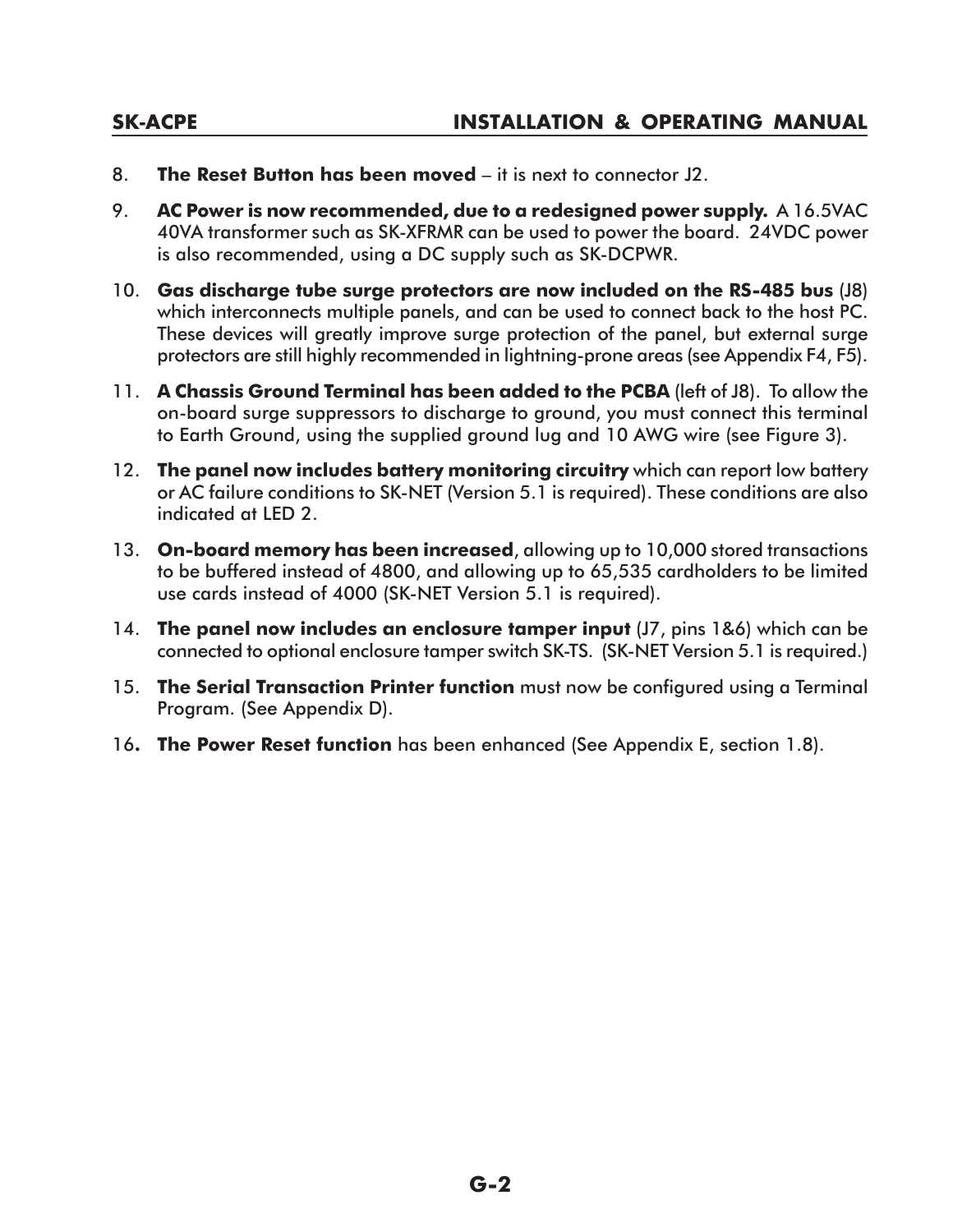8. **The Reset Button has been moved** – it is next to connector J2.

9. **AC Power is now recommended, due to a redesigned power supply.** A 16.5VAC 40VA transformer such as SK-XFRMR can be used to power the board. 24VDC power is also recommended, using a DC supply such as SK-DCPWR.

10. **Gas discharge tube surge protectors are now included on the RS-485 bus** (J8) which interconnects multiple panels, and can be used to connect back to the host PC. These devices will greatly improve surge protection of the panel, but external surge protectors are still highly recommended in lightning-prone areas (see Appendix F4, F5).

11. **A Chassis Ground Terminal has been added to the PCBA** (left of J8). To allow the on-board surge suppressors to discharge to ground, you must connect this terminal to Earth Ground, using the supplied ground lug and 10 AWG wire (see Figure 3).

12. **The panel now includes battery monitoring circuitry** which can report low battery or AC failure conditions to SK-NET (Version 5.1 is required). These conditions are also indicated at LED 2.

13. **On-board memory has been increased**, allowing up to 10,000 stored transactions to be buffered instead of 4800, and allowing up to 65,535 cardholders to be limited use cards instead of 4000 (SK-NET Version 5.1 is required).

14. **The panel now includes an enclosure tamper input** (J7, pins 1&6) which can be connected to optional enclosure tamper switch SK-TS. (SK-NET Version 5.1 is required.)

15. **The Serial Transaction Printer function** must now be configured using a Terminal Program. (See Appendix D).

16. **The Power Reset function** has been enhanced (See Appendix E, section 1.8).